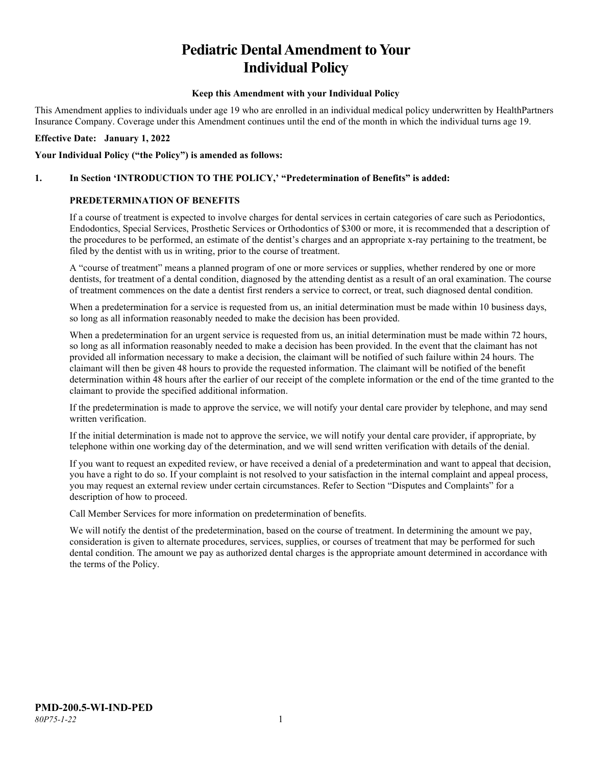# Pediatric Dental Amendment to Your Individual Policy

**Keep this Amendment with your Individual Policy**

This Amendment applies to individuals under age 19 who are enrolled in an individual medical policy underwritten by HealthPartners Insurance Company. Coverage under this Amendment continues until the end of the month in which the individual turns age 19.

**Effective Date: January 1, 2022**

**Your Individual Policy ("the Policy") is amended as follows:**

**1. In Section 'INTRODUCTION TO THE POLICY,' "Predetermination of Benefits" is added:**

**PREDETERMINATION OF BENEFITS**

If a course of treatment is expected to involve charges for dental services in certain categories of care such as Periodontics, Endodontics, Special Services, Prosthetic Services or Orthodontics of $300 or more, it is recommended that a description of the procedures to be performed, an estimate of the dentist's charges and an appropriate x-ray pertaining to the treatment, be filed by the dentist with us in writing, prior to the course of treatment.

A "course of treatment" means a planned program of one or more services or supplies, whether rendered by one or more dentists, for treatment of a dental condition, diagnosed by the attending dentist as a result of an oral examination. The course of treatment commences on the date a dentist first renders a service to correct, or treat, such diagnosed dental condition.

When a predetermination for a service is requested from us, an initial determination must be made within 10 business days, so long as all information reasonably needed to make the decision has been provided.

When a predetermination for an urgent service is requested from us, an initial determination must be made within 72 hours, so long as all information reasonably needed to make a decision has been provided. In the event that the claimant has not provided all information necessary to make a decision, the claimant will be notified of such failure within 24 hours. The claimant will then be given 48 hours to provide the requested information. The claimant will be notified of the benefit determination within 48 hours after the earlier of our receipt of the complete information or the end of the time granted to the claimant to provide the specified additional information.

If the predetermination is made to approve the service, we will notify your dental care provider by telephone, and may send written verification.

If the initial determination is made not to approve the service, we will notify your dental care provider, if appropriate, by telephone within one working day of the determination, and we will send written verification with details of the denial.

If you want to request an expedited review, or have received a denial of a predetermination and want to appeal that decision, you have a right to do so. If your complaint is not resolved to your satisfaction in the internal complaint and appeal process, you may request an external review under certain circumstances. Refer to Section "Disputes and Complaints" for a description of how to proceed.

Call Member Services for more information on predetermination of benefits.

We will notify the dentist of the predetermination, based on the course of treatment. In determining the amount we pay, consideration is given to alternate procedures, services, supplies, or courses of treatment that may be performed for such dental condition. The amount we pay as authorized dental charges is the appropriate amount determined in accordance with the terms of the Policy.

**PMD-200.5-WI-IND-PED**

*80P75-1-22*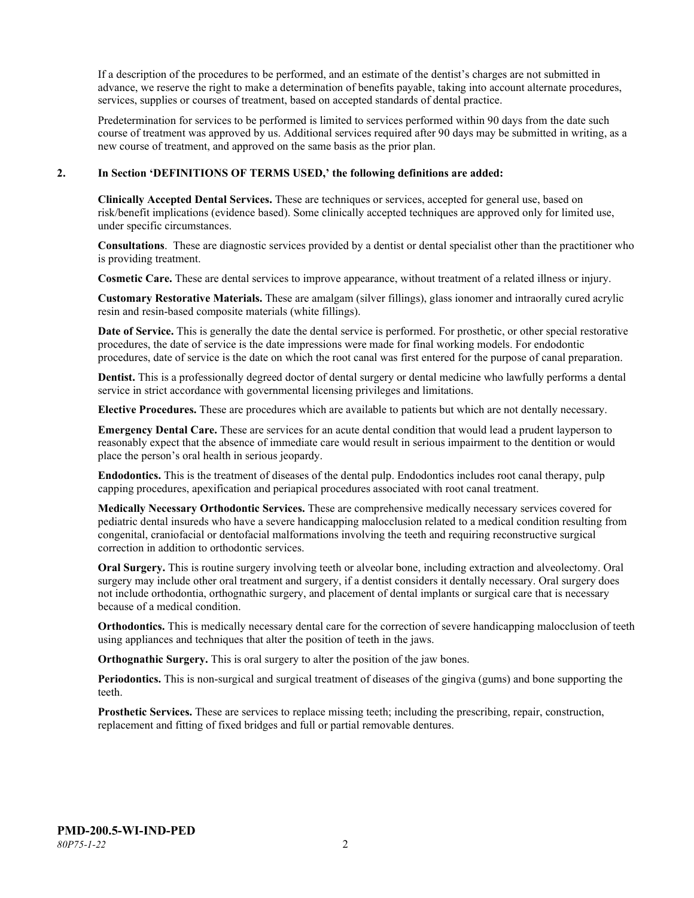If a description of the procedures to be performed, and an estimate of the dentist's charges are not submitted in advance, we reserve the right to make a determination of benefits payable, taking into account alternate procedures, services, supplies or courses of treatment, based on accepted standards of dental practice.

Predetermination for services to be performed is limited to services performed within 90 days from the date such course of treatment was approved by us. Additional services required after 90 days may be submitted in writing, as a new course of treatment, and approved on the same basis as the prior plan.

**2. In Section 'DEFINITIONS OF TERMS USED,' the following definitions are added:**

**Clinically Accepted Dental Services.** These are techniques or services, accepted for general use, based on risk/benefit implications (evidence based). Some clinically accepted techniques are approved only for limited use, under specific circumstances.

**Consultations**. These are diagnostic services provided by a dentist or dental specialist other than the practitioner who is providing treatment.

**Cosmetic Care.** These are dental services to improve appearance, without treatment of a related illness or injury.

**Customary Restorative Materials.** These are amalgam (silver fillings), glass ionomer and intraorally cured acrylic resin and resin-based composite materials (white fillings).

**Date of Service.** This is generally the date the dental service is performed. For prosthetic, or other special restorative procedures, the date of service is the date impressions were made for final working models. For endodontic procedures, date of service is the date on which the root canal was first entered for the purpose of canal preparation.

**Dentist.** This is a professionally degreed doctor of dental surgery or dental medicine who lawfully performs a dental service in strict accordance with governmental licensing privileges and limitations.

**Elective Procedures.** These are procedures which are available to patients but which are not dentally necessary.

**Emergency Dental Care.** These are services for an acute dental condition that would lead a prudent layperson to reasonably expect that the absence of immediate care would result in serious impairment to the dentition or would place the person's oral health in serious jeopardy.

**Endodontics.** This is the treatment of diseases of the dental pulp. Endodontics includes root canal therapy, pulp capping procedures, apexification and periapical procedures associated with root canal treatment.

**Medically Necessary Orthodontic Services.** These are comprehensive medically necessary services covered for pediatric dental insureds who have a severe handicapping malocclusion related to a medical condition resulting from congenital, craniofacial or dentofacial malformations involving the teeth and requiring reconstructive surgical correction in addition to orthodontic services.

**Oral Surgery.** This is routine surgery involving teeth or alveolar bone, including extraction and alveolectomy. Oral surgery may include other oral treatment and surgery, if a dentist considers it dentally necessary. Oral surgery does not include orthodontia, orthognathic surgery, and placement of dental implants or surgical care that is necessary because of a medical condition.

**Orthodontics.** This is medically necessary dental care for the correction of severe handicapping malocclusion of teeth using appliances and techniques that alter the position of teeth in the jaws.

**Orthognathic Surgery.** This is oral surgery to alter the position of the jaw bones.

**Periodontics.** This is non-surgical and surgical treatment of diseases of the gingiva (gums) and bone supporting the teeth.

**Prosthetic Services.** These are services to replace missing teeth; including the prescribing, repair, construction, replacement and fitting of fixed bridges and full or partial removable dentures.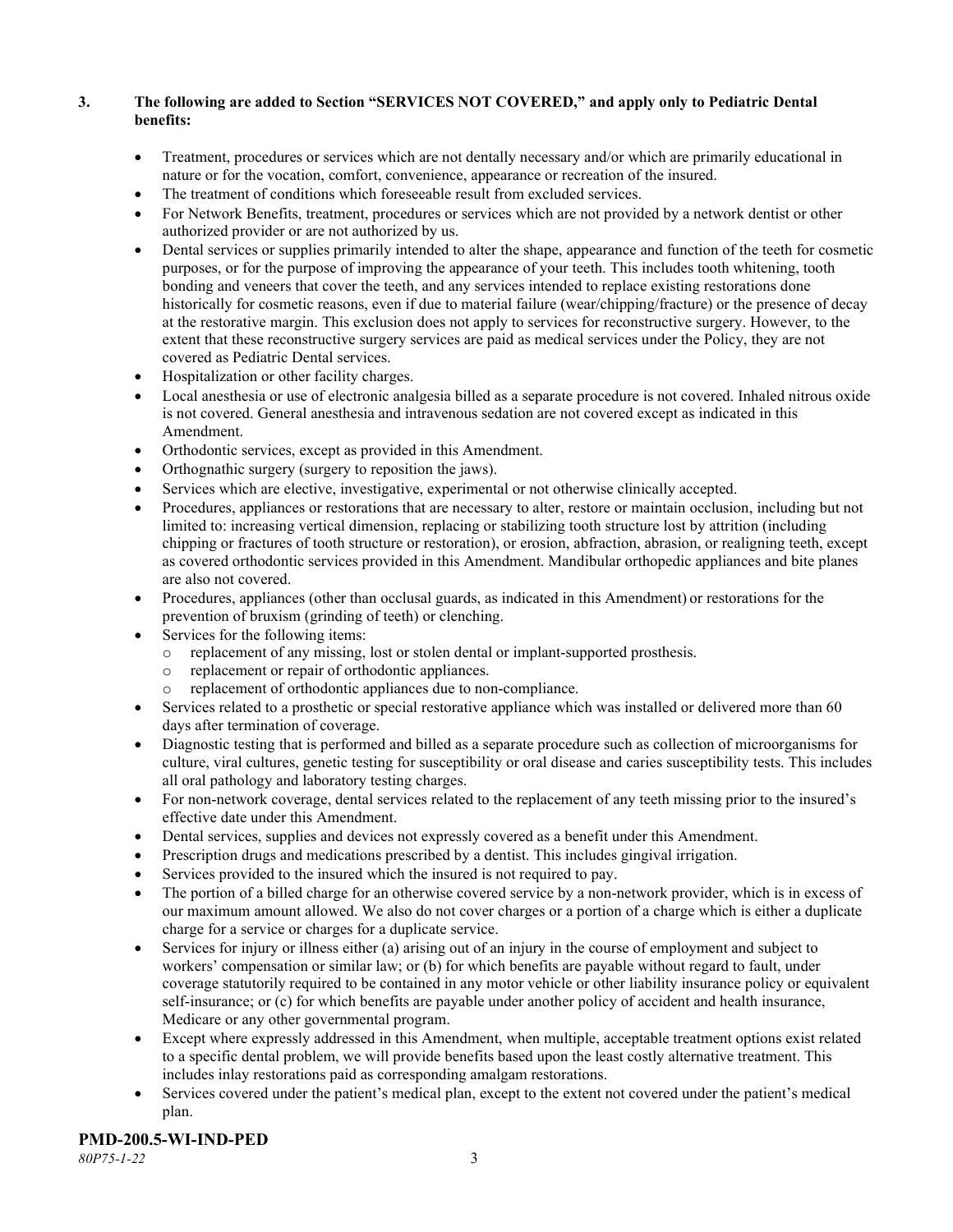**3. The following are added to Section "SERVICES NOT COVERED," and apply only to Pediatric Dental benefits:**

- Treatment, procedures or services which are not dentally necessary and/or which are primarily educational in nature or for the vocation, comfort, convenience, appearance or recreation of the insured.
- The treatment of conditions which foreseeable result from excluded services.
- For Network Benefits, treatment, procedures or services which are not provided by a network dentist or other authorized provider or are not authorized by us.
- Dental services or supplies primarily intended to alter the shape, appearance and function of the teeth for cosmetic purposes, or for the purpose of improving the appearance of your teeth. This includes tooth whitening, tooth bonding and veneers that cover the teeth, and any services intended to replace existing restorations done historically for cosmetic reasons, even if due to material failure (wear/chipping/fracture) or the presence of decay at the restorative margin. This exclusion does not apply to services for reconstructive surgery. However, to the extent that these reconstructive surgery services are paid as medical services under the Policy, they are not covered as Pediatric Dental services.
- Hospitalization or other facility charges.
- Local anesthesia or use of electronic analgesia billed as a separate procedure is not covered. Inhaled nitrous oxide is not covered. General anesthesia and intravenous sedation are not covered except as indicated in this Amendment.
- Orthodontic services, except as provided in this Amendment.
- Orthognathic surgery (surgery to reposition the jaws).
- Services which are elective, investigative, experimental or not otherwise clinically accepted.
- Procedures, appliances or restorations that are necessary to alter, restore or maintain occlusion, including but not limited to: increasing vertical dimension, replacing or stabilizing tooth structure lost by attrition (including chipping or fractures of tooth structure or restoration), or erosion, abfraction, abrasion, or realigning teeth, except as covered orthodontic services provided in this Amendment. Mandibular orthopedic appliances and bite planes are also not covered.
- Procedures, appliances (other than occlusal guards, as indicated in this Amendment) or restorations for the prevention of bruxism (grinding of teeth) or clenching.
- Services for the following items:
  - replacement of any missing, lost or stolen dental or implant-supported prosthesis.
  - replacement or repair of orthodontic appliances.
  - replacement of orthodontic appliances due to non-compliance.
- Services related to a prosthetic or special restorative appliance which was installed or delivered more than 60 days after termination of coverage.
- Diagnostic testing that is performed and billed as a separate procedure such as collection of microorganisms for culture, viral cultures, genetic testing for susceptibility or oral disease and caries susceptibility tests. This includes all oral pathology and laboratory testing charges.
- For non-network coverage, dental services related to the replacement of any teeth missing prior to the insured's effective date under this Amendment.
- Dental services, supplies and devices not expressly covered as a benefit under this Amendment.
- Prescription drugs and medications prescribed by a dentist. This includes gingival irrigation.
- Services provided to the insured which the insured is not required to pay.
- The portion of a billed charge for an otherwise covered service by a non-network provider, which is in excess of our maximum amount allowed. We also do not cover charges or a portion of a charge which is either a duplicate charge for a service or charges for a duplicate service.
- Services for injury or illness either (a) arising out of an injury in the course of employment and subject to workers' compensation or similar law; or (b) for which benefits are payable without regard to fault, under coverage statutorily required to be contained in any motor vehicle or other liability insurance policy or equivalent self-insurance; or (c) for which benefits are payable under another policy of accident and health insurance, Medicare or any other governmental program.
- Except where expressly addressed in this Amendment, when multiple, acceptable treatment options exist related to a specific dental problem, we will provide benefits based upon the least costly alternative treatment. This includes inlay restorations paid as corresponding amalgam restorations.
- Services covered under the patient's medical plan, except to the extent not covered under the patient's medical plan.

**PMD-200.5-WI-IND-PED**
*80P75-1-22*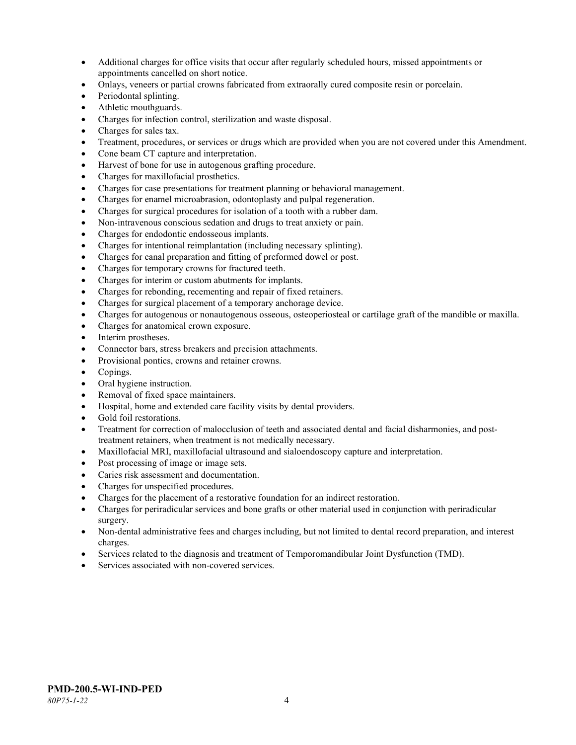- Additional charges for office visits that occur after regularly scheduled hours, missed appointments or appointments cancelled on short notice.
- Onlays, veneers or partial crowns fabricated from extraorally cured composite resin or porcelain.
- Periodontal splinting.
- Athletic mouthguards.
- Charges for infection control, sterilization and waste disposal.
- Charges for sales tax.
- Treatment, procedures, or services or drugs which are provided when you are not covered under this Amendment.
- Cone beam CT capture and interpretation.
- Harvest of bone for use in autogenous grafting procedure.
- Charges for maxillofacial prosthetics.
- Charges for case presentations for treatment planning or behavioral management.
- Charges for enamel microabrasion, odontoplasty and pulpal regeneration.
- Charges for surgical procedures for isolation of a tooth with a rubber dam.
- Non-intravenous conscious sedation and drugs to treat anxiety or pain.
- Charges for endodontic endosseous implants.
- Charges for intentional reimplantation (including necessary splinting).
- Charges for canal preparation and fitting of preformed dowel or post.
- Charges for temporary crowns for fractured teeth.
- Charges for interim or custom abutments for implants.
- Charges for rebonding, recementing and repair of fixed retainers.
- Charges for surgical placement of a temporary anchorage device.
- Charges for autogenous or nonautogenous osseous, osteoperiosteal or cartilage graft of the mandible or maxilla.
- Charges for anatomical crown exposure.
- Interim prostheses.
- Connector bars, stress breakers and precision attachments.
- Provisional pontics, crowns and retainer crowns.
- Copings.
- Oral hygiene instruction.
- Removal of fixed space maintainers.
- Hospital, home and extended care facility visits by dental providers.
- Gold foil restorations.
- Treatment for correction of malocclusion of teeth and associated dental and facial disharmonies, and post-treatment retainers, when treatment is not medically necessary.
- Maxillofacial MRI, maxillofacial ultrasound and sialoendoscopy capture and interpretation.
- Post processing of image or image sets.
- Caries risk assessment and documentation.
- Charges for unspecified procedures.
- Charges for the placement of a restorative foundation for an indirect restoration.
- Charges for periradicular services and bone grafts or other material used in conjunction with periradicular surgery.
- Non-dental administrative fees and charges including, but not limited to dental record preparation, and interest charges.
- Services related to the diagnosis and treatment of Temporomandibular Joint Dysfunction (TMD).
- Services associated with non-covered services.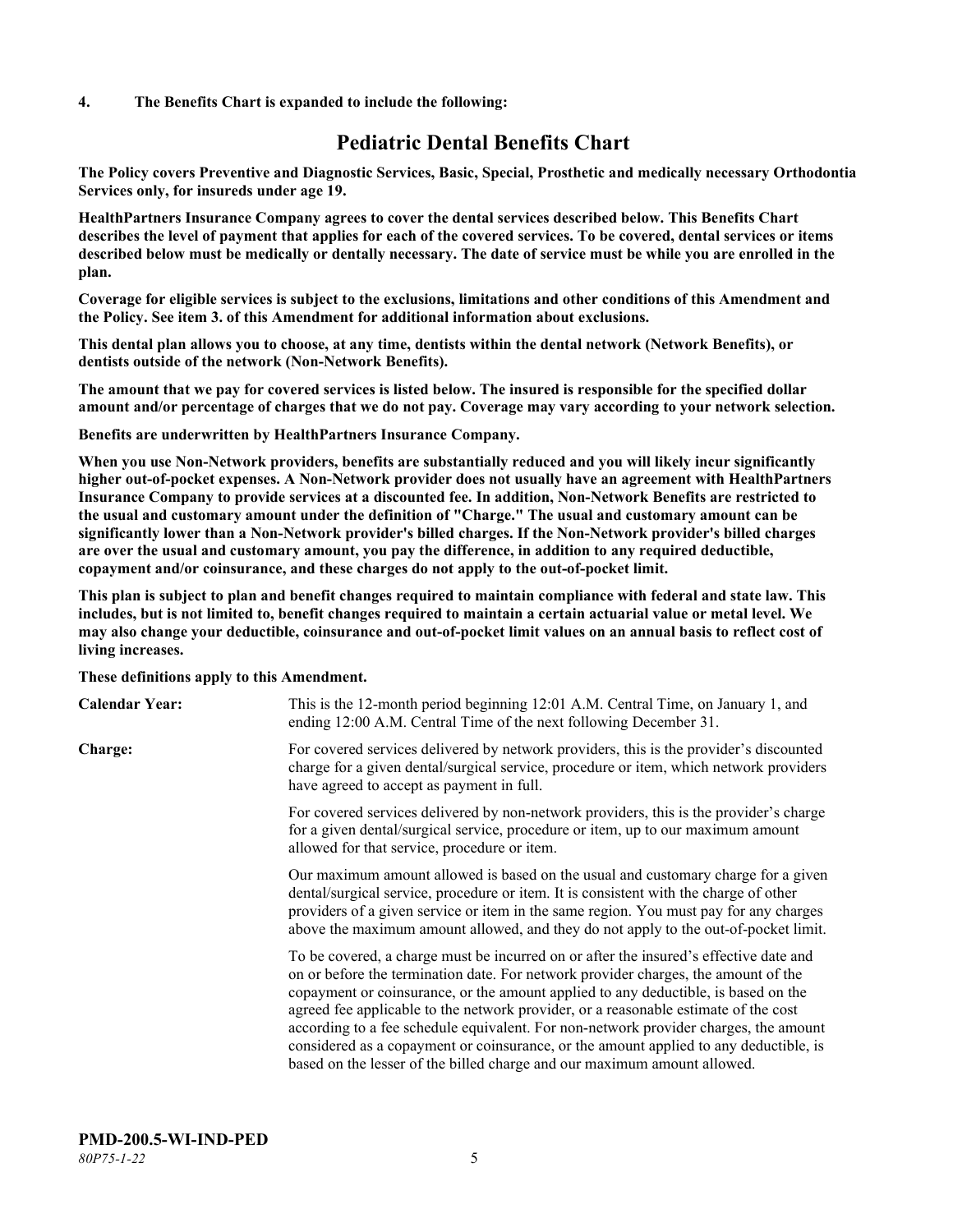**4. The Benefits Chart is expanded to include the following:**

# Pediatric Dental Benefits Chart

**The Policy covers Preventive and Diagnostic Services, Basic, Special, Prosthetic and medically necessary Orthodontia Services only, for insureds under age 19.**

**HealthPartners Insurance Company agrees to cover the dental services described below. This Benefits Chart describes the level of payment that applies for each of the covered services. To be covered, dental services or items described below must be medically or dentally necessary. The date of service must be while you are enrolled in the plan.**

**Coverage for eligible services is subject to the exclusions, limitations and other conditions of this Amendment and the Policy. See item 3. of this Amendment for additional information about exclusions.**

**This dental plan allows you to choose, at any time, dentists within the dental network (Network Benefits), or dentists outside of the network (Non-Network Benefits).**

**The amount that we pay for covered services is listed below. The insured is responsible for the specified dollar amount and/or percentage of charges that we do not pay. Coverage may vary according to your network selection.**

**Benefits are underwritten by HealthPartners Insurance Company.**

**When you use Non-Network providers, benefits are substantially reduced and you will likely incur significantly higher out-of-pocket expenses. A Non-Network provider does not usually have an agreement with HealthPartners Insurance Company to provide services at a discounted fee. In addition, Non-Network Benefits are restricted to the usual and customary amount under the definition of "Charge." The usual and customary amount can be significantly lower than a Non-Network provider's billed charges. If the Non-Network provider's billed charges are over the usual and customary amount, you pay the difference, in addition to any required deductible, copayment and/or coinsurance, and these charges do not apply to the out-of-pocket limit.**

**This plan is subject to plan and benefit changes required to maintain compliance with federal and state law. This includes, but is not limited to, benefit changes required to maintain a certain actuarial value or metal level. We may also change your deductible, coinsurance and out-of-pocket limit values on an annual basis to reflect cost of living increases.**

**These definitions apply to this Amendment.**

**Calendar Year:** This is the 12-month period beginning 12:01 A.M. Central Time, on January 1, and ending 12:00 A.M. Central Time of the next following December 31.

**Charge:** For covered services delivered by network providers, this is the provider's discounted charge for a given dental/surgical service, procedure or item, which network providers have agreed to accept as payment in full.

For covered services delivered by non-network providers, this is the provider's charge for a given dental/surgical service, procedure or item, up to our maximum amount allowed for that service, procedure or item.

Our maximum amount allowed is based on the usual and customary charge for a given dental/surgical service, procedure or item. It is consistent with the charge of other providers of a given service or item in the same region. You must pay for any charges above the maximum amount allowed, and they do not apply to the out-of-pocket limit.

To be covered, a charge must be incurred on or after the insured's effective date and on or before the termination date. For network provider charges, the amount of the copayment or coinsurance, or the amount applied to any deductible, is based on the agreed fee applicable to the network provider, or a reasonable estimate of the cost according to a fee schedule equivalent. For non-network provider charges, the amount considered as a copayment or coinsurance, or the amount applied to any deductible, is based on the lesser of the billed charge and our maximum amount allowed.

**PMD-200.5-WI-IND-PED**
*80P75-1-22*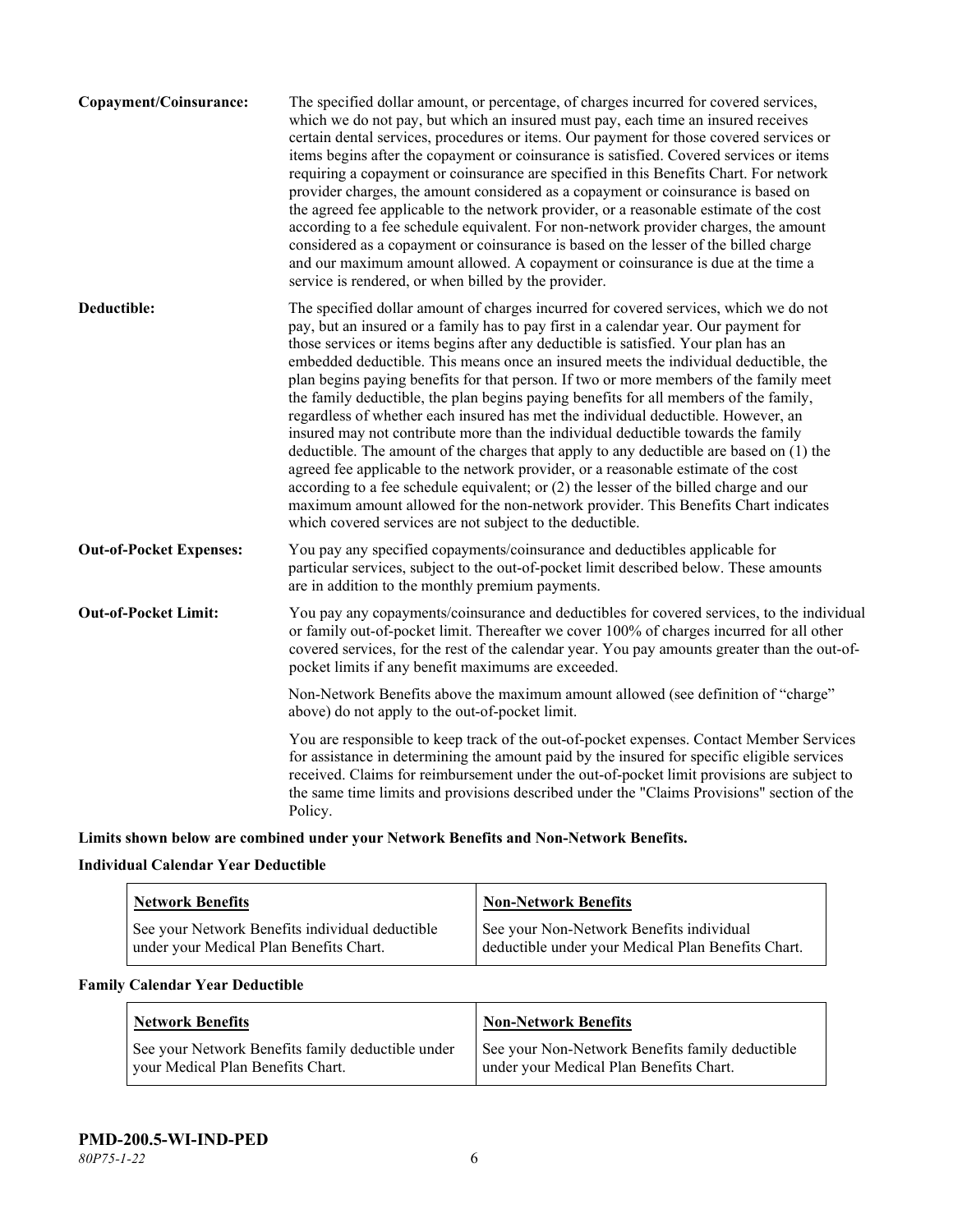**Copayment/Coinsurance:** The specified dollar amount, or percentage, of charges incurred for covered services, which we do not pay, but which an insured must pay, each time an insured receives certain dental services, procedures or items. Our payment for those covered services or items begins after the copayment or coinsurance is satisfied. Covered services or items requiring a copayment or coinsurance are specified in this Benefits Chart. For network provider charges, the amount considered as a copayment or coinsurance is based on the agreed fee applicable to the network provider, or a reasonable estimate of the cost according to a fee schedule equivalent. For non-network provider charges, the amount considered as a copayment or coinsurance is based on the lesser of the billed charge and our maximum amount allowed. A copayment or coinsurance is due at the time a service is rendered, or when billed by the provider.

**Deductible:** The specified dollar amount of charges incurred for covered services, which we do not pay, but an insured or a family has to pay first in a calendar year. Our payment for those services or items begins after any deductible is satisfied. Your plan has an embedded deductible. This means once an insured meets the individual deductible, the plan begins paying benefits for that person. If two or more members of the family meet the family deductible, the plan begins paying benefits for all members of the family, regardless of whether each insured has met the individual deductible. However, an insured may not contribute more than the individual deductible towards the family deductible. The amount of the charges that apply to any deductible are based on (1) the agreed fee applicable to the network provider, or a reasonable estimate of the cost according to a fee schedule equivalent; or (2) the lesser of the billed charge and our maximum amount allowed for the non-network provider. This Benefits Chart indicates which covered services are not subject to the deductible.

**Out-of-Pocket Expenses:** You pay any specified copayments/coinsurance and deductibles applicable for particular services, subject to the out-of-pocket limit described below. These amounts are in addition to the monthly premium payments.

**Out-of-Pocket Limit:** You pay any copayments/coinsurance and deductibles for covered services, to the individual or family out-of-pocket limit. Thereafter we cover 100% of charges incurred for all other covered services, for the rest of the calendar year. You pay amounts greater than the out-of-pocket limits if any benefit maximums are exceeded.

Non-Network Benefits above the maximum amount allowed (see definition of "charge" above) do not apply to the out-of-pocket limit.

You are responsible to keep track of the out-of-pocket expenses. Contact Member Services for assistance in determining the amount paid by the insured for specific eligible services received. Claims for reimbursement under the out-of-pocket limit provisions are subject to the same time limits and provisions described under the "Claims Provisions" section of the Policy.

**Limits shown below are combined under your Network Benefits and Non-Network Benefits.**

**Individual Calendar Year Deductible**

| Network Benefits | Non-Network Benefits |
|---|---|
| See your Network Benefits individual deductible under your Medical Plan Benefits Chart. | See your Non-Network Benefits individual deductible under your Medical Plan Benefits Chart. |

**Family Calendar Year Deductible**

| Network Benefits | Non-Network Benefits |
|---|---|
| See your Network Benefits family deductible under your Medical Plan Benefits Chart. | See your Non-Network Benefits family deductible under your Medical Plan Benefits Chart. |

**PMD-200.5-WI-IND-PED**
*80P75-1-22*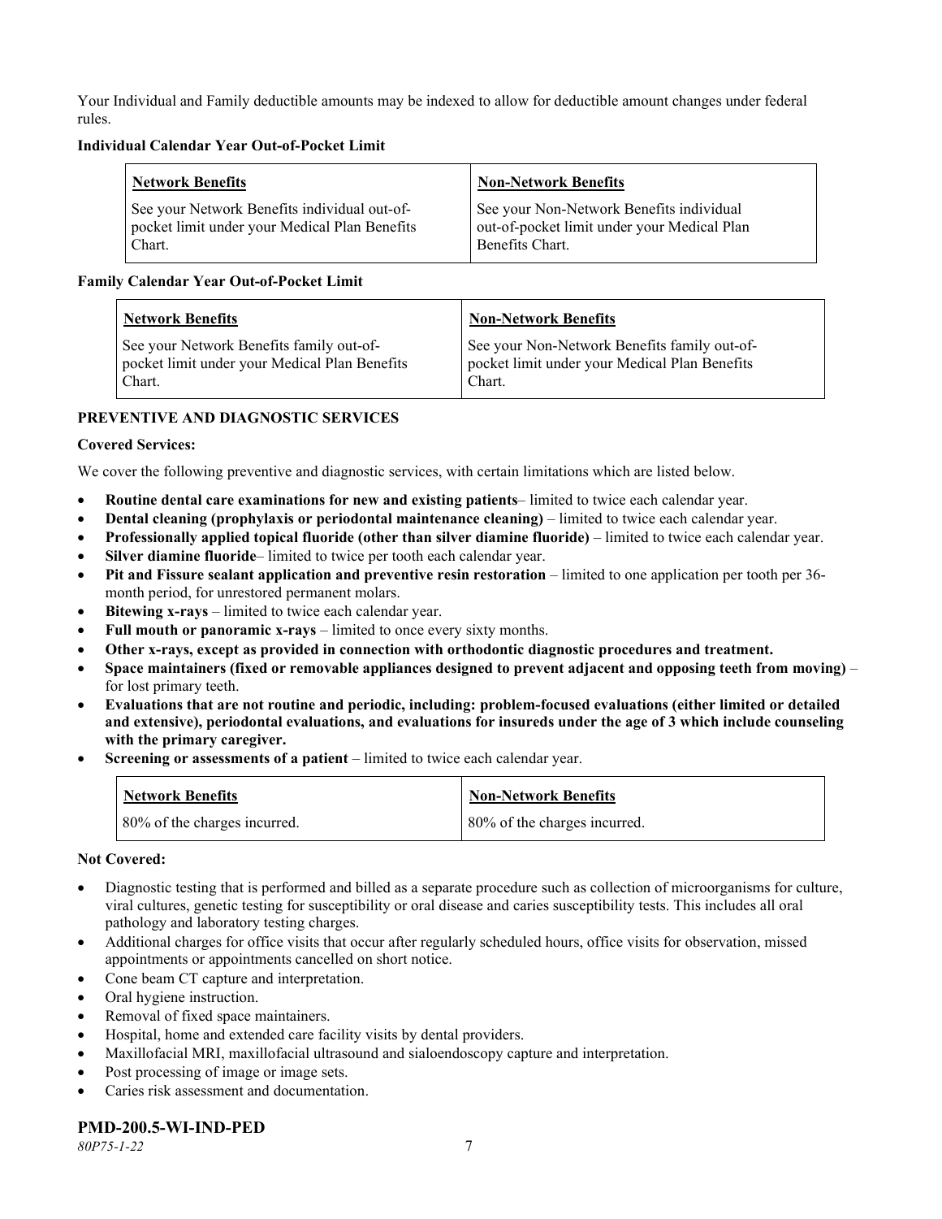Your Individual and Family deductible amounts may be indexed to allow for deductible amount changes under federal rules.

**Individual Calendar Year Out-of-Pocket Limit**

| Network Benefits | Non-Network Benefits |
|---|---|
| See your Network Benefits individual out-of-pocket limit under your Medical Plan Benefits Chart. | See your Non-Network Benefits individual out-of-pocket limit under your Medical Plan Benefits Chart. |

**Family Calendar Year Out-of-Pocket Limit**

| Network Benefits | Non-Network Benefits |
|---|---|
| See your Network Benefits family out-of-pocket limit under your Medical Plan Benefits Chart. | See your Non-Network Benefits family out-of-pocket limit under your Medical Plan Benefits Chart. |

**PREVENTIVE AND DIAGNOSTIC SERVICES**

**Covered Services:**

We cover the following preventive and diagnostic services, with certain limitations which are listed below.

- **Routine dental care examinations for new and existing patients**– limited to twice each calendar year.
- **Dental cleaning (prophylaxis or periodontal maintenance cleaning)** – limited to twice each calendar year.
- **Professionally applied topical fluoride (other than silver diamine fluoride)** – limited to twice each calendar year.
- **Silver diamine fluoride**– limited to twice per tooth each calendar year.
- **Pit and Fissure sealant application and preventive resin restoration** – limited to one application per tooth per 36-month period, for unrestored permanent molars.
- **Bitewing x-rays** – limited to twice each calendar year.
- **Full mouth or panoramic x-rays** – limited to once every sixty months.
- **Other x-rays, except as provided in connection with orthodontic diagnostic procedures and treatment.**
- **Space maintainers (fixed or removable appliances designed to prevent adjacent and opposing teeth from moving)** – for lost primary teeth.
- **Evaluations that are not routine and periodic, including: problem-focused evaluations (either limited or detailed and extensive), periodontal evaluations, and evaluations for insureds under the age of 3 which include counseling with the primary caregiver.**
- **Screening or assessments of a patient** – limited to twice each calendar year.

| Network Benefits | Non-Network Benefits |
|---|---|
| 80% of the charges incurred. | 80% of the charges incurred. |

**Not Covered:**

- Diagnostic testing that is performed and billed as a separate procedure such as collection of microorganisms for culture, viral cultures, genetic testing for susceptibility or oral disease and caries susceptibility tests. This includes all oral pathology and laboratory testing charges.
- Additional charges for office visits that occur after regularly scheduled hours, office visits for observation, missed appointments or appointments cancelled on short notice.
- Cone beam CT capture and interpretation.
- Oral hygiene instruction.
- Removal of fixed space maintainers.
- Hospital, home and extended care facility visits by dental providers.
- Maxillofacial MRI, maxillofacial ultrasound and sialoendoscopy capture and interpretation.
- Post processing of image or image sets.
- Caries risk assessment and documentation.

**PMD-200.5-WI-IND-PED**

*80P75-1-22*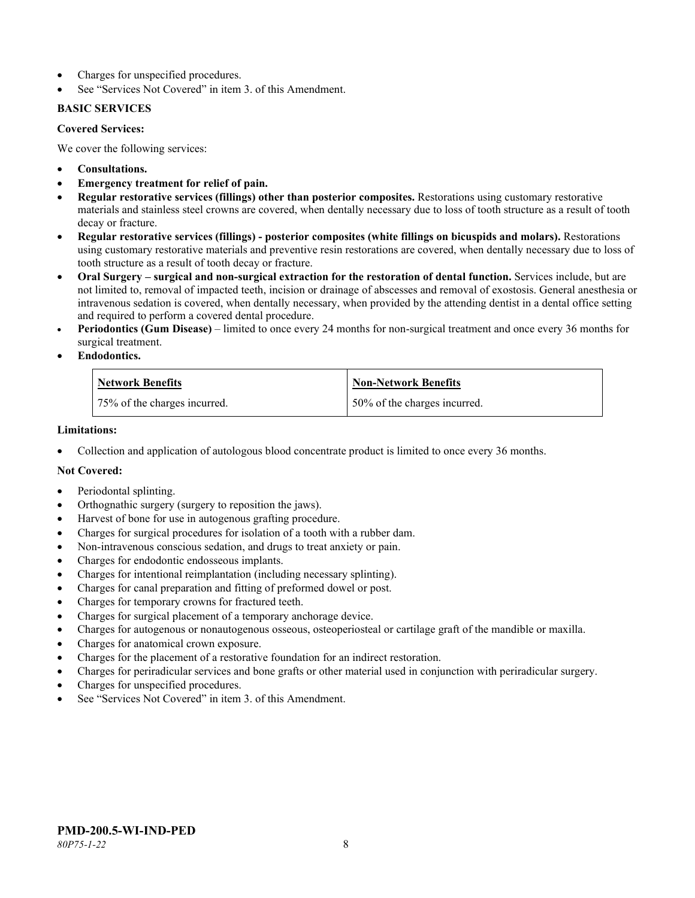- Charges for unspecified procedures.
- See "Services Not Covered" in item 3. of this Amendment.

**BASIC SERVICES**

**Covered Services:**

We cover the following services:

- **Consultations.**
- **Emergency treatment for relief of pain.**
- **Regular restorative services (fillings) other than posterior composites.** Restorations using customary restorative materials and stainless steel crowns are covered, when dentally necessary due to loss of tooth structure as a result of tooth decay or fracture.
- **Regular restorative services (fillings) - posterior composites (white fillings on bicuspids and molars).** Restorations using customary restorative materials and preventive resin restorations are covered, when dentally necessary due to loss of tooth structure as a result of tooth decay or fracture.
- **Oral Surgery – surgical and non-surgical extraction for the restoration of dental function.** Services include, but are not limited to, removal of impacted teeth, incision or drainage of abscesses and removal of exostosis. General anesthesia or intravenous sedation is covered, when dentally necessary, when provided by the attending dentist in a dental office setting and required to perform a covered dental procedure.
- **Periodontics (Gum Disease)** – limited to once every 24 months for non-surgical treatment and once every 36 months for surgical treatment.
- **Endodontics.**

| Network Benefits | Non-Network Benefits |
| --- | --- |
| 75% of the charges incurred. | 50% of the charges incurred. |

**Limitations:**

- Collection and application of autologous blood concentrate product is limited to once every 36 months.

**Not Covered:**

- Periodontal splinting.
- Orthognathic surgery (surgery to reposition the jaws).
- Harvest of bone for use in autogenous grafting procedure.
- Charges for surgical procedures for isolation of a tooth with a rubber dam.
- Non-intravenous conscious sedation, and drugs to treat anxiety or pain.
- Charges for endodontic endosseous implants.
- Charges for intentional reimplantation (including necessary splinting).
- Charges for canal preparation and fitting of preformed dowel or post.
- Charges for temporary crowns for fractured teeth.
- Charges for surgical placement of a temporary anchorage device.
- Charges for autogenous or nonautogenous osseous, osteoperiosteal or cartilage graft of the mandible or maxilla.
- Charges for anatomical crown exposure.
- Charges for the placement of a restorative foundation for an indirect restoration.
- Charges for periradicular services and bone grafts or other material used in conjunction with periradicular surgery.
- Charges for unspecified procedures.
- See "Services Not Covered" in item 3. of this Amendment.

**PMD-200.5-WI-IND-PED**
*80P75-1-22*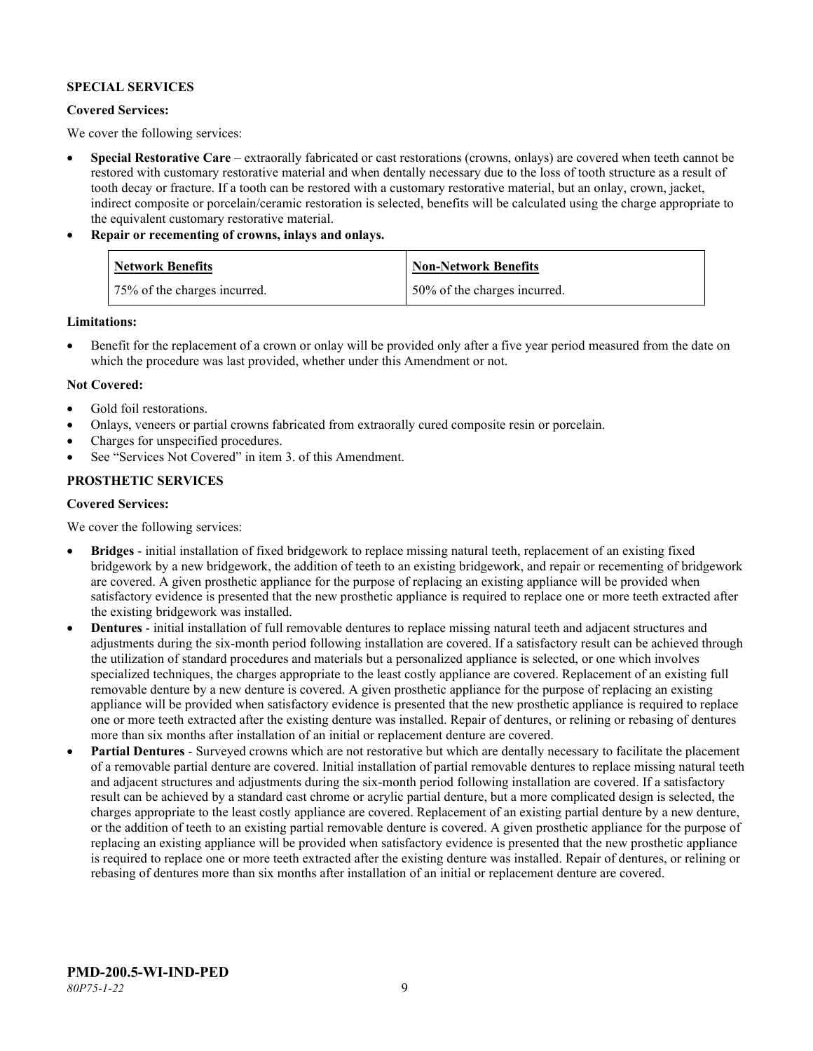**SPECIAL SERVICES**

**Covered Services:**

We cover the following services:

- **Special Restorative Care** – extraorally fabricated or cast restorations (crowns, onlays) are covered when teeth cannot be restored with customary restorative material and when dentally necessary due to the loss of tooth structure as a result of tooth decay or fracture. If a tooth can be restored with a customary restorative material, but an onlay, crown, jacket, indirect composite or porcelain/ceramic restoration is selected, benefits will be calculated using the charge appropriate to the equivalent customary restorative material.
- **Repair or recementing of crowns, inlays and onlays.**

| Network Benefits | Non-Network Benefits |
|---|---|
| 75% of the charges incurred. | 50% of the charges incurred. |

**Limitations:**

- Benefit for the replacement of a crown or onlay will be provided only after a five year period measured from the date on which the procedure was last provided, whether under this Amendment or not.

**Not Covered:**

- Gold foil restorations.
- Onlays, veneers or partial crowns fabricated from extraorally cured composite resin or porcelain.
- Charges for unspecified procedures.
- See "Services Not Covered" in item 3. of this Amendment.

**PROSTHETIC SERVICES**

**Covered Services:**

We cover the following services:

- **Bridges** - initial installation of fixed bridgework to replace missing natural teeth, replacement of an existing fixed bridgework by a new bridgework, the addition of teeth to an existing bridgework, and repair or recementing of bridgework are covered. A given prosthetic appliance for the purpose of replacing an existing appliance will be provided when satisfactory evidence is presented that the new prosthetic appliance is required to replace one or more teeth extracted after the existing bridgework was installed.
- **Dentures** - initial installation of full removable dentures to replace missing natural teeth and adjacent structures and adjustments during the six-month period following installation are covered. If a satisfactory result can be achieved through the utilization of standard procedures and materials but a personalized appliance is selected, or one which involves specialized techniques, the charges appropriate to the least costly appliance are covered. Replacement of an existing full removable denture by a new denture is covered. A given prosthetic appliance for the purpose of replacing an existing appliance will be provided when satisfactory evidence is presented that the new prosthetic appliance is required to replace one or more teeth extracted after the existing denture was installed. Repair of dentures, or relining or rebasing of dentures more than six months after installation of an initial or replacement denture are covered.
- **Partial Dentures** - Surveyed crowns which are not restorative but which are dentally necessary to facilitate the placement of a removable partial denture are covered. Initial installation of partial removable dentures to replace missing natural teeth and adjacent structures and adjustments during the six-month period following installation are covered. If a satisfactory result can be achieved by a standard cast chrome or acrylic partial denture, but a more complicated design is selected, the charges appropriate to the least costly appliance are covered. Replacement of an existing partial denture by a new denture, or the addition of teeth to an existing partial removable denture is covered. A given prosthetic appliance for the purpose of replacing an existing appliance will be provided when satisfactory evidence is presented that the new prosthetic appliance is required to replace one or more teeth extracted after the existing denture was installed. Repair of dentures, or relining or rebasing of dentures more than six months after installation of an initial or replacement denture are covered.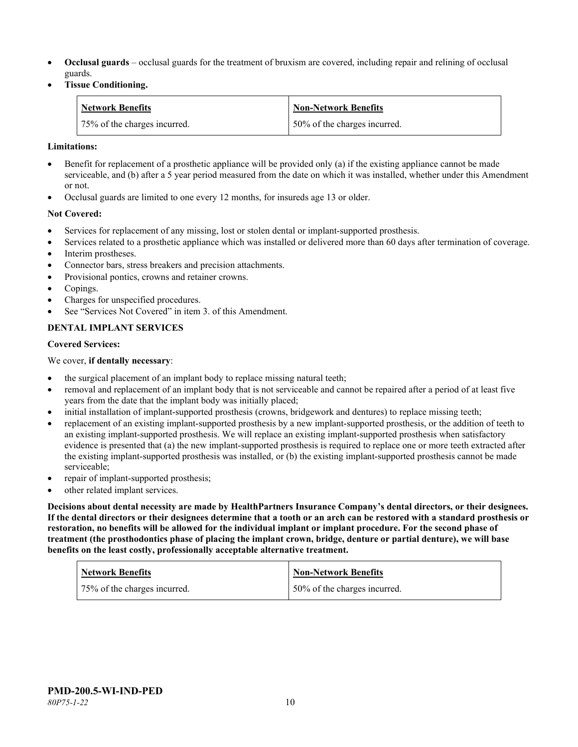- **Occlusal guards** – occlusal guards for the treatment of bruxism are covered, including repair and relining of occlusal guards.
- **Tissue Conditioning.**

| Network Benefits | Non-Network Benefits |
|---|---|
| 75% of the charges incurred. | 50% of the charges incurred. |

**Limitations:**

- Benefit for replacement of a prosthetic appliance will be provided only (a) if the existing appliance cannot be made serviceable, and (b) after a 5 year period measured from the date on which it was installed, whether under this Amendment or not.
- Occlusal guards are limited to one every 12 months, for insureds age 13 or older.

**Not Covered:**

- Services for replacement of any missing, lost or stolen dental or implant-supported prosthesis.
- Services related to a prosthetic appliance which was installed or delivered more than 60 days after termination of coverage.
- Interim prostheses.
- Connector bars, stress breakers and precision attachments.
- Provisional pontics, crowns and retainer crowns.
- Copings.
- Charges for unspecified procedures.
- See "Services Not Covered" in item 3. of this Amendment.

**DENTAL IMPLANT SERVICES**

**Covered Services:**

We cover, **if dentally necessary**:

- the surgical placement of an implant body to replace missing natural teeth;
- removal and replacement of an implant body that is not serviceable and cannot be repaired after a period of at least five years from the date that the implant body was initially placed;
- initial installation of implant-supported prosthesis (crowns, bridgework and dentures) to replace missing teeth;
- replacement of an existing implant-supported prosthesis by a new implant-supported prosthesis, or the addition of teeth to an existing implant-supported prosthesis. We will replace an existing implant-supported prosthesis when satisfactory evidence is presented that (a) the new implant-supported prosthesis is required to replace one or more teeth extracted after the existing implant-supported prosthesis was installed, or (b) the existing implant-supported prosthesis cannot be made serviceable;
- repair of implant-supported prosthesis;
- other related implant services.

**Decisions about dental necessity are made by HealthPartners Insurance Company's dental directors, or their designees. If the dental directors or their designees determine that a tooth or an arch can be restored with a standard prosthesis or restoration, no benefits will be allowed for the individual implant or implant procedure. For the second phase of treatment (the prosthodontics phase of placing the implant crown, bridge, denture or partial denture), we will base benefits on the least costly, professionally acceptable alternative treatment.**

| Network Benefits | Non-Network Benefits |
|---|---|
| 75% of the charges incurred. | 50% of the charges incurred. |

**PMD-200.5-WI-IND-PED**
*80P75-1-22*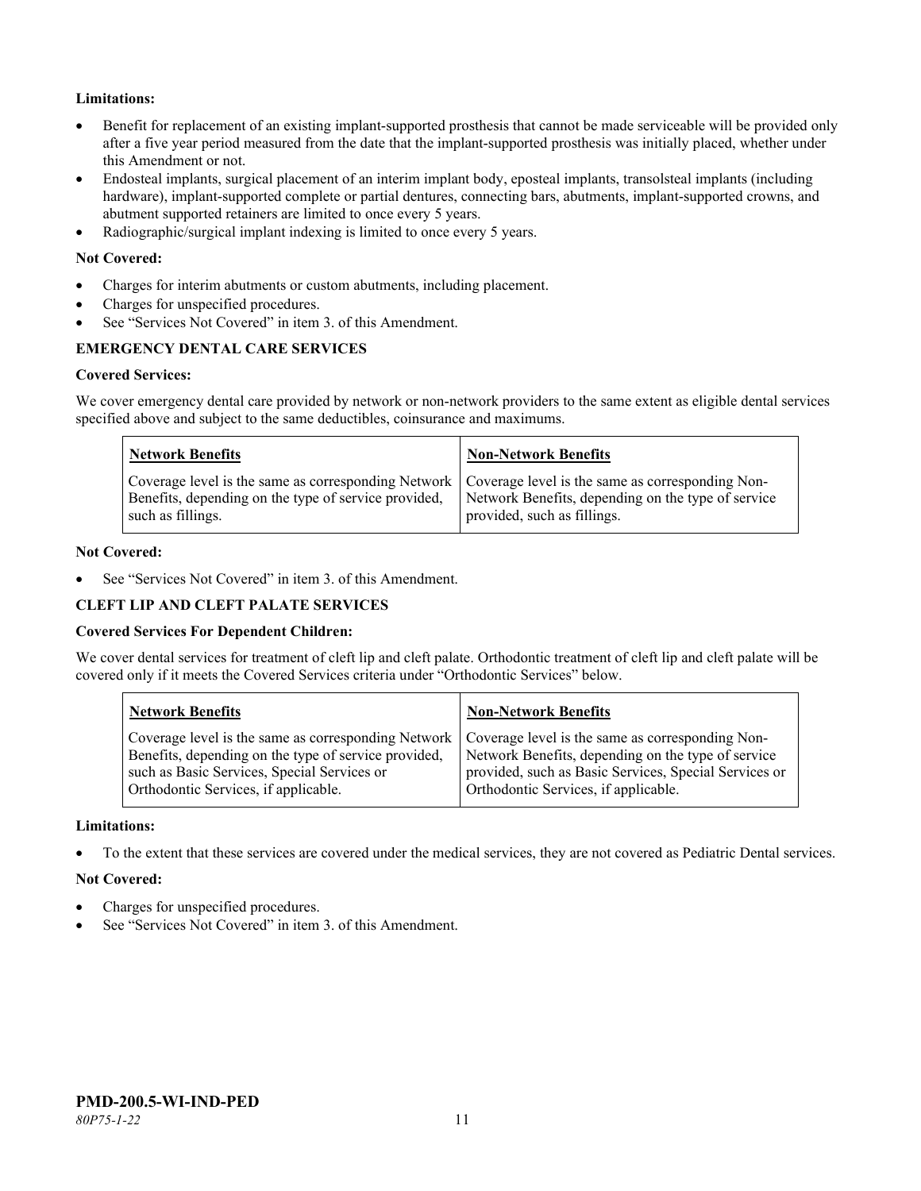**Limitations:**

- Benefit for replacement of an existing implant-supported prosthesis that cannot be made serviceable will be provided only after a five year period measured from the date that the implant-supported prosthesis was initially placed, whether under this Amendment or not.
- Endosteal implants, surgical placement of an interim implant body, eposteal implants, transolsteal implants (including hardware), implant-supported complete or partial dentures, connecting bars, abutments, implant-supported crowns, and abutment supported retainers are limited to once every 5 years.
- Radiographic/surgical implant indexing is limited to once every 5 years.

**Not Covered:**

- Charges for interim abutments or custom abutments, including placement.
- Charges for unspecified procedures.
- See "Services Not Covered" in item 3. of this Amendment.

**EMERGENCY DENTAL CARE SERVICES**

**Covered Services:**

We cover emergency dental care provided by network or non-network providers to the same extent as eligible dental services specified above and subject to the same deductibles, coinsurance and maximums.

| Network Benefits | Non-Network Benefits |
|---|---|
| Coverage level is the same as corresponding Network Benefits, depending on the type of service provided, such as fillings. | Coverage level is the same as corresponding Non-Network Benefits, depending on the type of service provided, such as fillings. |

**Not Covered:**

- See "Services Not Covered" in item 3. of this Amendment.

**CLEFT LIP AND CLEFT PALATE SERVICES**

**Covered Services For Dependent Children:**

We cover dental services for treatment of cleft lip and cleft palate. Orthodontic treatment of cleft lip and cleft palate will be covered only if it meets the Covered Services criteria under "Orthodontic Services" below.

| Network Benefits | Non-Network Benefits |
|---|---|
| Coverage level is the same as corresponding Network Benefits, depending on the type of service provided, such as Basic Services, Special Services or Orthodontic Services, if applicable. | Coverage level is the same as corresponding Non-Network Benefits, depending on the type of service provided, such as Basic Services, Special Services or Orthodontic Services, if applicable. |

**Limitations:**

- To the extent that these services are covered under the medical services, they are not covered as Pediatric Dental services.

**Not Covered:**

- Charges for unspecified procedures.
- See "Services Not Covered" in item 3. of this Amendment.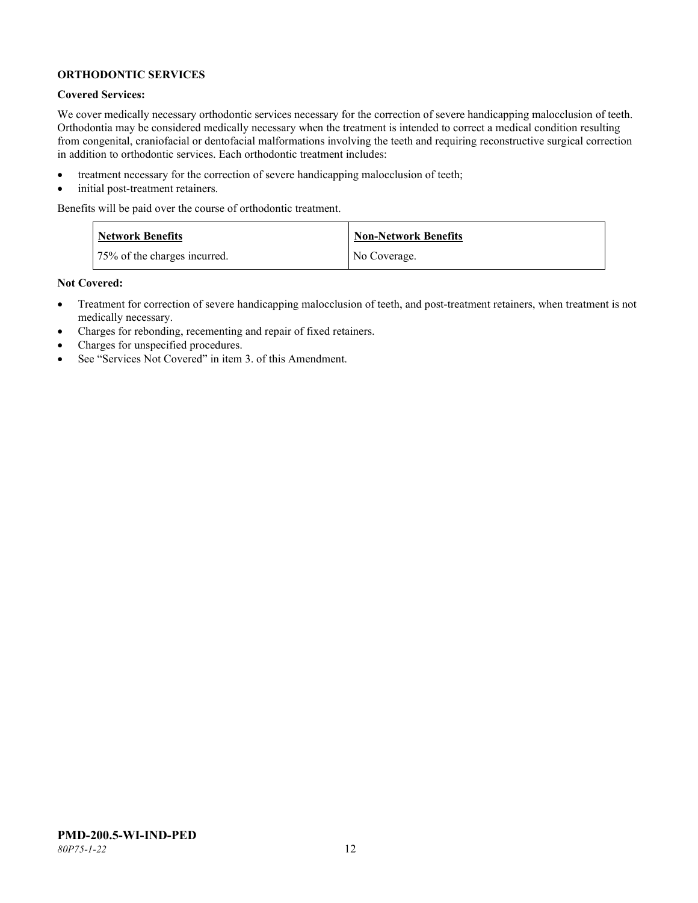**ORTHODONTIC SERVICES**

**Covered Services:**

We cover medically necessary orthodontic services necessary for the correction of severe handicapping malocclusion of teeth. Orthodontia may be considered medically necessary when the treatment is intended to correct a medical condition resulting from congenital, craniofacial or dentofacial malformations involving the teeth and requiring reconstructive surgical correction in addition to orthodontic services. Each orthodontic treatment includes:

- treatment necessary for the correction of severe handicapping malocclusion of teeth;
- initial post-treatment retainers.

Benefits will be paid over the course of orthodontic treatment.

| Network Benefits | Non-Network Benefits |
|---|---|
| 75% of the charges incurred. | No Coverage. |

**Not Covered:**

- Treatment for correction of severe handicapping malocclusion of teeth, and post-treatment retainers, when treatment is not medically necessary.
- Charges for rebonding, recementing and repair of fixed retainers.
- Charges for unspecified procedures.
- See "Services Not Covered" in item 3. of this Amendment.